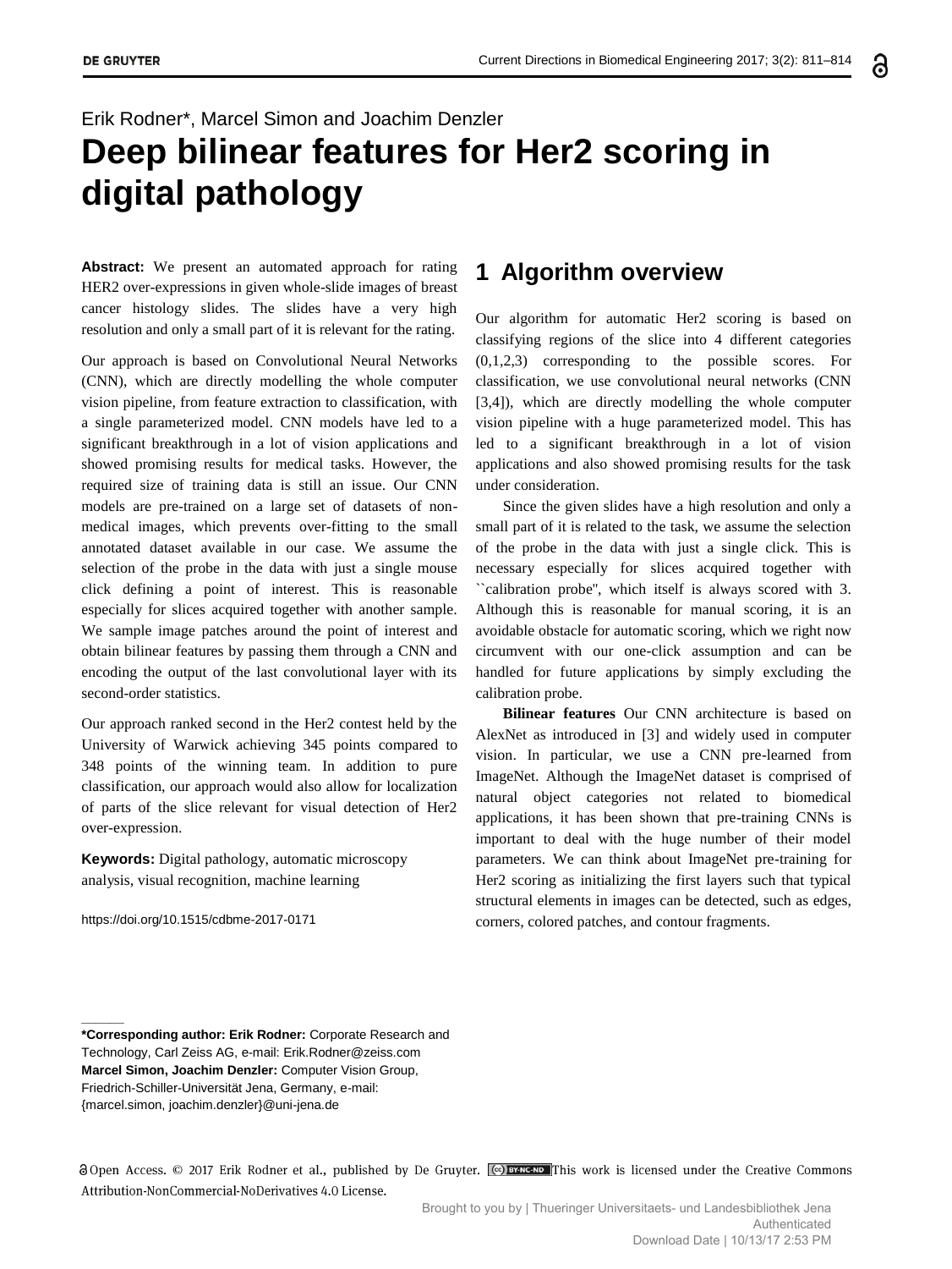Erik Rodner*, Marcel Simon and Joachim Denzler

# Deep bilinear features for Her2 scoring in digital pathology

**Abstract:** We present an automated approach for rating HER2 over-expressions in given whole-slide images of breast cancer histology slides. The slides have a very high resolution and only a small part of it is relevant for the rating.

Our approach is based on Convolutional Neural Networks (CNN), which are directly modelling the whole computer vision pipeline, from feature extraction to classification, with a single parameterized model. CNN models have led to a significant breakthrough in a lot of vision applications and showed promising results for medical tasks. However, the required size of training data is still an issue. Our CNN models are pre-trained on a large set of datasets of non-medical images, which prevents over-fitting to the small annotated dataset available in our case. We assume the selection of the probe in the data with just a single mouse click defining a point of interest. This is reasonable especially for slices acquired together with another sample. We sample image patches around the point of interest and obtain bilinear features by passing them through a CNN and encoding the output of the last convolutional layer with its second-order statistics.

Our approach ranked second in the Her2 contest held by the University of Warwick achieving 345 points compared to 348 points of the winning team. In addition to pure classification, our approach would also allow for localization of parts of the slice relevant for visual detection of Her2 over-expression.

**Keywords:** Digital pathology, automatic microscopy analysis, visual recognition, machine learning

https://doi.org/10.1515/cdbme-2017-0171

**\*Corresponding author: Erik Rodner:** Corporate Research and Technology, Carl Zeiss AG, e-mail: Erik.Rodner@zeiss.com
**Marcel Simon, Joachim Denzler:** Computer Vision Group, Friedrich-Schiller-Universität Jena, Germany, e-mail: {marcel.simon, joachim.denzler}@uni-jena.de

## 1 Algorithm overview

Our algorithm for automatic Her2 scoring is based on classifying regions of the slice into 4 different categories (0,1,2,3) corresponding to the possible scores. For classification, we use convolutional neural networks (CNN [3,4]), which are directly modelling the whole computer vision pipeline with a huge parameterized model. This has led to a significant breakthrough in a lot of vision applications and also showed promising results for the task under consideration.

Since the given slides have a high resolution and only a small part of it is related to the task, we assume the selection of the probe in the data with just a single click. This is necessary especially for slices acquired together with ``calibration probe'', which itself is always scored with 3. Although this is reasonable for manual scoring, it is an avoidable obstacle for automatic scoring, which we right now circumvent with our one-click assumption and can be handled for future applications by simply excluding the calibration probe.

**Bilinear features** Our CNN architecture is based on AlexNet as introduced in [3] and widely used in computer vision. In particular, we use a CNN pre-learned from ImageNet. Although the ImageNet dataset is comprised of natural object categories not related to biomedical applications, it has been shown that pre-training CNNs is important to deal with the huge number of their model parameters. We can think about ImageNet pre-training for Her2 scoring as initializing the first layers such that typical structural elements in images can be detected, such as edges, corners, colored patches, and contour fragments.

Open Access. © 2017 Erik Rodner et al., published by De Gruyter. This work is licensed under the Creative Commons Attribution-NonCommercial-NoDerivatives 4.0 License.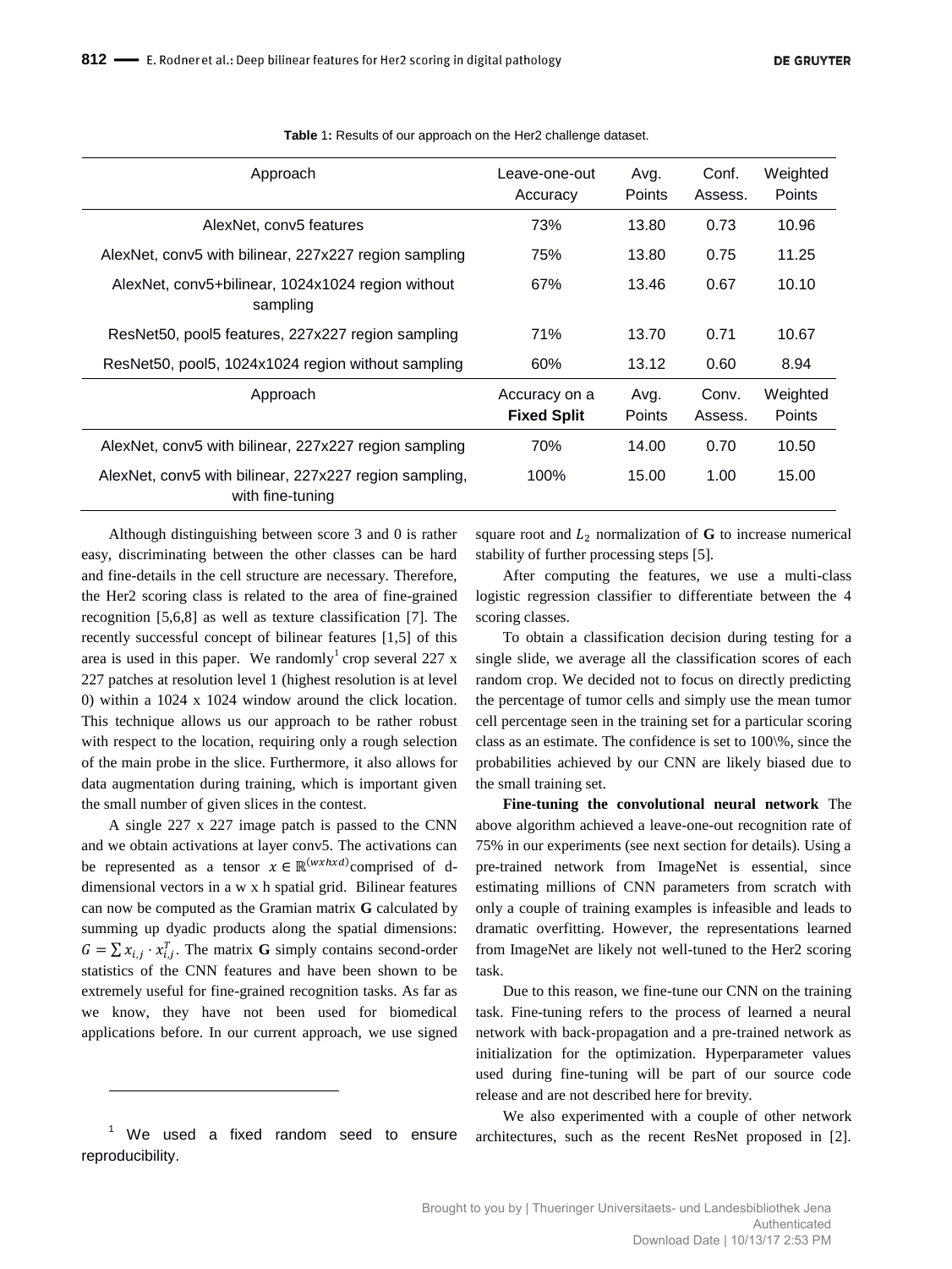**Table 1:** Results of our approach on the Her2 challenge dataset.

| Approach | Leave-one-out Accuracy | Avg. Points | Conf. Assess. | Weighted Points |
|---|---|---|---|---|
| AlexNet, conv5 features | 73% | 13.80 | 0.73 | 10.96 |
| AlexNet, conv5 with bilinear, 227x227 region sampling | 75% | 13.80 | 0.75 | 11.25 |
| AlexNet, conv5+bilinear, 1024x1024 region without sampling | 67% | 13.46 | 0.67 | 10.10 |
| ResNet50, pool5 features, 227x227 region sampling | 71% | 13.70 | 0.71 | 10.67 |
| ResNet50, pool5, 1024x1024 region without sampling | 60% | 13.12 | 0.60 | 8.94 |
| **Approach** | **Accuracy on a Fixed Split** | **Avg. Points** | **Conv. Assess.** | **Weighted Points** |
| AlexNet, conv5 with bilinear, 227x227 region sampling | 70% | 14.00 | 0.70 | 10.50 |
| AlexNet, conv5 with bilinear, 227x227 region sampling, with fine-tuning | 100% | 15.00 | 1.00 | 15.00 |

Although distinguishing between score 3 and 0 is rather easy, discriminating between the other classes can be hard and fine-details in the cell structure are necessary. Therefore, the Her2 scoring class is related to the area of fine-grained recognition [5,6,8] as well as texture classification [7]. The recently successful concept of bilinear features [1,5] of this area is used in this paper. We randomly[1] crop several 227 x 227 patches at resolution level 1 (highest resolution is at level 0) within a 1024 x 1024 window around the click location. This technique allows us our approach to be rather robust with respect to the location, requiring only a rough selection of the main probe in the slice. Furthermore, it also allows for data augmentation during training, which is important given the small number of given slices in the contest.

A single 227 x 227 image patch is passed to the CNN and we obtain activations at layer conv5. The activations can be represented as a tensor $x \in \mathbb{R}^{(w x h x d)}$ comprised of d-dimensional vectors in a w x h spatial grid. Bilinear features can now be computed as the Gramian matrix **G** calculated by summing up dyadic products along the spatial dimensions: $G = \sum x_{i,j} \cdot x_{i,j}^T$. The matrix **G** simply contains second-order statistics of the CNN features and have been shown to be extremely useful for fine-grained recognition tasks. As far as we know, they have not been used for biomedical applications before. In our current approach, we use signed square root and $L_2$ normalization of **G** to increase numerical stability of further processing steps [5].

After computing the features, we use a multi-class logistic regression classifier to differentiate between the 4 scoring classes.

To obtain a classification decision during testing for a single slide, we average all the classification scores of each random crop. We decided not to focus on directly predicting the percentage of tumor cells and simply use the mean tumor cell percentage seen in the training set for a particular scoring class as an estimate. The confidence is set to 100\%, since the probabilities achieved by our CNN are likely biased due to the small training set.

**Fine-tuning the convolutional neural network** The above algorithm achieved a leave-one-out recognition rate of 75% in our experiments (see next section for details). Using a pre-trained network from ImageNet is essential, since estimating millions of CNN parameters from scratch with only a couple of training examples is infeasible and leads to dramatic overfitting. However, the representations learned from ImageNet are likely not well-tuned to the Her2 scoring task.

Due to this reason, we fine-tune our CNN on the training task. Fine-tuning refers to the process of learned a neural network with back-propagation and a pre-trained network as initialization for the optimization. Hyperparameter values used during fine-tuning will be part of our source code release and are not described here for brevity.

We also experimented with a couple of other network architectures, such as the recent ResNet proposed in [2].

[1] We used a fixed random seed to ensure reproducibility.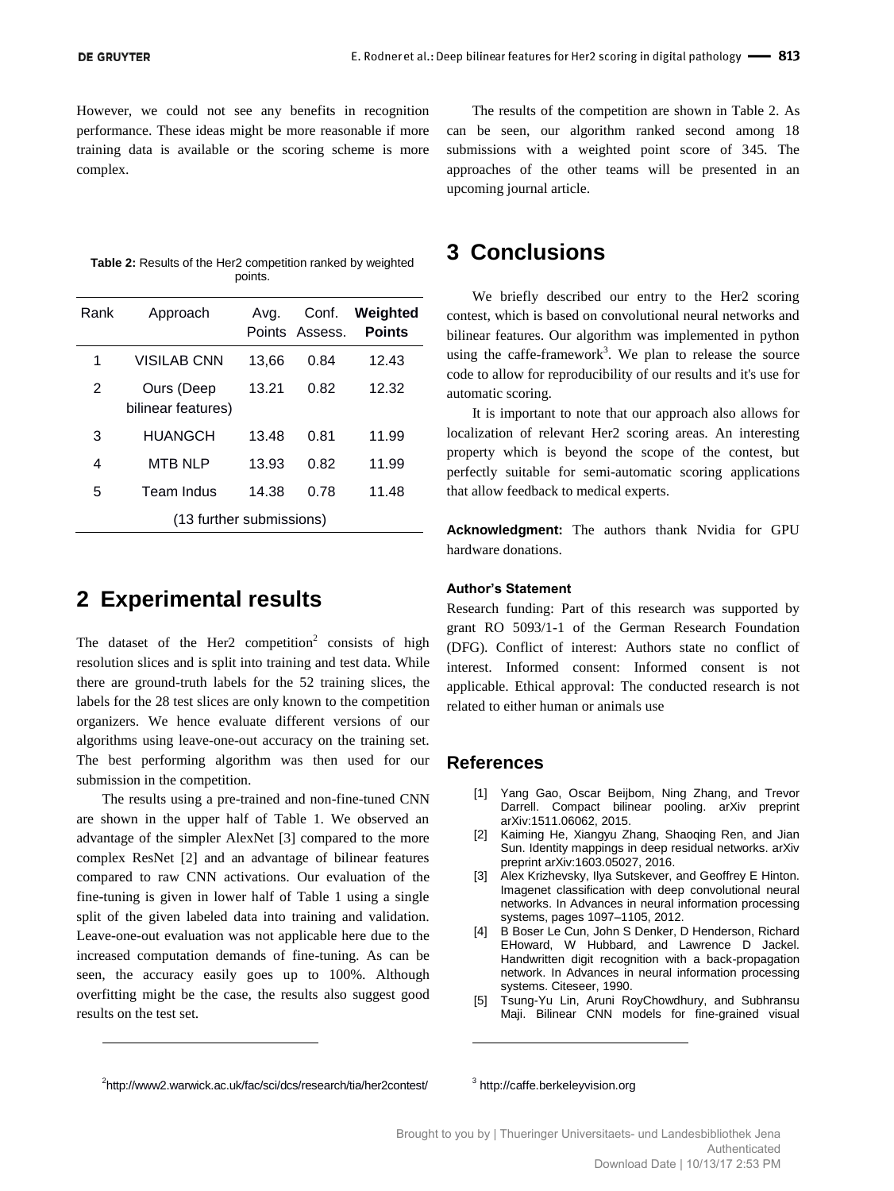However, we could not see any benefits in recognition performance. These ideas might be more reasonable if more training data is available or the scoring scheme is more complex.

**Table 2:** Results of the Her2 competition ranked by weighted points.

| Rank | Approach | Avg. Points | Conf. Assess. | **Weighted Points** |
|---|---|---|---|---|
| 1 | VISILAB CNN | 13,66 | 0.84 | 12.43 |
| 2 | Ours (Deep bilinear features) | 13.21 | 0.82 | 12.32 |
| 3 | HUANGCH | 13.48 | 0.81 | 11.99 |
| 4 | MTB NLP | 13.93 | 0.82 | 11.99 |
| 5 | Team Indus | 14.38 | 0.78 | 11.48 |
| (13 further submissions) | | | | |

## 2 Experimental results

The dataset of the Her2 competition[2] consists of high resolution slices and is split into training and test data. While there are ground-truth labels for the 52 training slices, the labels for the 28 test slices are only known to the competition organizers. We hence evaluate different versions of our algorithms using leave-one-out accuracy on the training set. The best performing algorithm was then used for our submission in the competition.

The results using a pre-trained and non-fine-tuned CNN are shown in the upper half of Table 1. We observed an advantage of the simpler AlexNet [3] compared to the more complex ResNet [2] and an advantage of bilinear features compared to raw CNN activations. Our evaluation of the fine-tuning is given in lower half of Table 1 using a single split of the given labeled data into training and validation. Leave-one-out evaluation was not applicable here due to the increased computation demands of fine-tuning. As can be seen, the accuracy easily goes up to 100%. Although overfitting might be the case, the results also suggest good results on the test set.

[2]http://www2.warwick.ac.uk/fac/sci/dcs/research/tia/her2contest/

The results of the competition are shown in Table 2. As can be seen, our algorithm ranked second among 18 submissions with a weighted point score of 345. The approaches of the other teams will be presented in an upcoming journal article.

## 3 Conclusions

We briefly described our entry to the Her2 scoring contest, which is based on convolutional neural networks and bilinear features. Our algorithm was implemented in python using the caffe-framework[3]. We plan to release the source code to allow for reproducibility of our results and it's use for automatic scoring.

It is important to note that our approach also allows for localization of relevant Her2 scoring areas. An interesting property which is beyond the scope of the contest, but perfectly suitable for semi-automatic scoring applications that allow feedback to medical experts.

**Acknowledgment:** The authors thank Nvidia for GPU hardware donations.

#### Author's Statement

Research funding: Part of this research was supported by grant RO 5093/1-1 of the German Research Foundation (DFG). Conflict of interest: Authors state no conflict of interest. Informed consent: Informed consent is not applicable. Ethical approval: The conducted research is not related to either human or animals use

### References

[1] Yang Gao, Oscar Beijbom, Ning Zhang, and Trevor Darrell. Compact bilinear pooling. arXiv preprint arXiv:1511.06062, 2015.

[2] Kaiming He, Xiangyu Zhang, Shaoqing Ren, and Jian Sun. Identity mappings in deep residual networks. arXiv preprint arXiv:1603.05027, 2016.

[3] Alex Krizhevsky, Ilya Sutskever, and Geoffrey E Hinton. Imagenet classification with deep convolutional neural networks. In Advances in neural information processing systems, pages 1097–1105, 2012.

[4] B Boser Le Cun, John S Denker, D Henderson, Richard EHoward, W Hubbard, and Lawrence D Jackel. Handwritten digit recognition with a back-propagation network. In Advances in neural information processing systems. Citeseer, 1990.

[5] Tsung-Yu Lin, Aruni RoyChowdhury, and Subhransu Maji. Bilinear CNN models for fine-grained visual

[3] http://caffe.berkeleyvision.org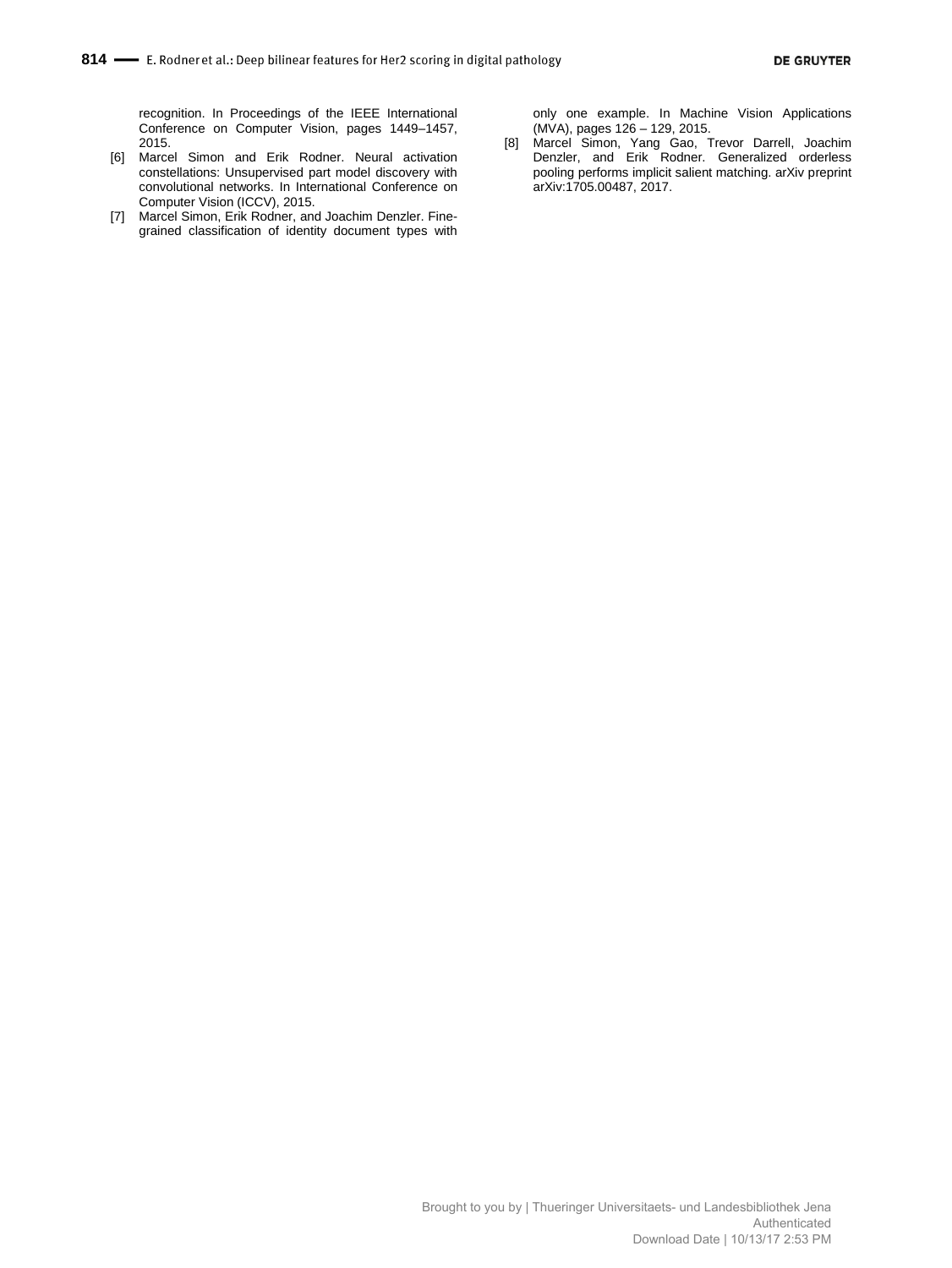recognition. In Proceedings of the IEEE International Conference on Computer Vision, pages 1449–1457, 2015.

[6] Marcel Simon and Erik Rodner. Neural activation constellations: Unsupervised part model discovery with convolutional networks. In International Conference on Computer Vision (ICCV), 2015.

[7] Marcel Simon, Erik Rodner, and Joachim Denzler. Fine-grained classification of identity document types with only one example. In Machine Vision Applications (MVA), pages 126 – 129, 2015.

[8] Marcel Simon, Yang Gao, Trevor Darrell, Joachim Denzler, and Erik Rodner. Generalized orderless pooling performs implicit salient matching. arXiv preprint arXiv:1705.00487, 2017.